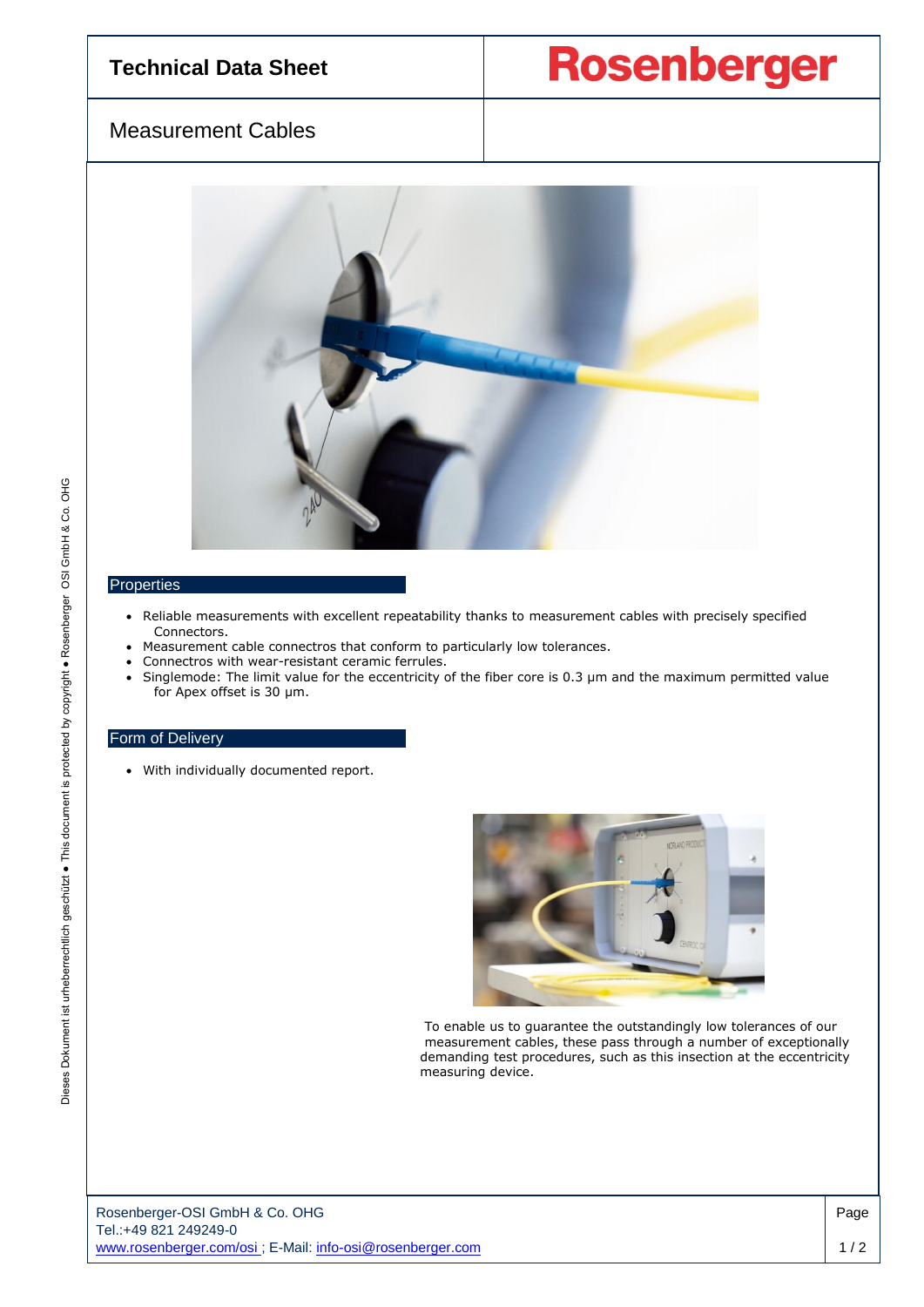# Technical Data Sheet

**Rosenberger**

## Measurement Cables

### Properties

- Reliable measurements with excellent repeatability thanks to measurement cables with precisely specified Connectors.
- Measurement cable connectros that conform to particularly low tolerances.
- Connectros with wear-resistant ceramic ferrules.
- Singlemode: The limit value for the eccentricity of the fiber core is 0.3 µm and the maximum permitted value for Apex offset is 30 µm.

### Form of Delivery

- With individually documented report.

To enable us to guarantee the outstandingly low tolerances of our measurement cables, these pass through a number of exceptionally demanding test procedures, such as this insection at the eccentricity measuring device.

Dieses Dokument ist urheberrechtlich geschützt ● This document is protected by copyright ● Rosenberger OSI GmbH & Co. OHG

Rosenberger-OSI GmbH & Co. OHG
Tel.:+49 821 249249-0
www.rosenberger.com/osi ; E-Mail: info-osi@rosenberger.com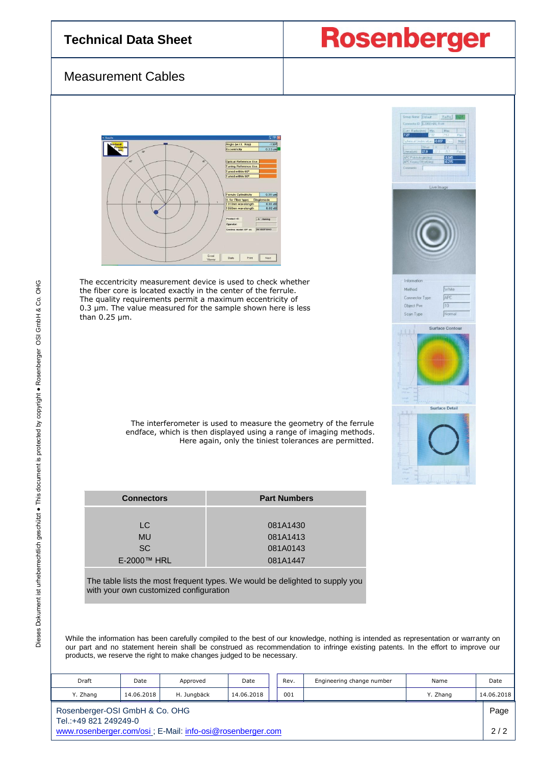# Technical Data Sheet

## Measurement Cables

The eccentricity measurement device is used to check whether the fiber core is located exactly in the center of the ferrule. The quality requirements permit a maximum eccentricity of 0.3 µm. The value measured for the sample shown here is less than 0.25 µm.

The interferometer is used to measure the geometry of the ferrule endface, which is then displayed using a range of imaging methods. Here again, only the tiniest tolerances are permitted.

| Connectors | Part Numbers |
| --- | --- |
| LC | 081A1430 |
| MU | 081A1413 |
| SC | 081A0143 |
| E-2000™ HRL | 081A1447 |

The table lists the most frequent types. We would be delighted to supply you with your own customized configuration

While the information has been carefully compiled to the best of our knowledge, nothing is intended as representation or warranty on our part and no statement herein shall be construed as recommendation to infringe existing patents. In the effort to improve our products, we reserve the right to make changes judged to be necessary.

| Draft | Date | Approved | Date | Rev. | Engineering change number | Name | Date |
| --- | --- | --- | --- | --- | --- | --- | --- |
| Y. Zhang | 14.06.2018 | H. Jungbäck | 14.06.2018 | 001 | | Y. Zhang | 14.06.2018 |

Rosenberger-OSI GmbH & Co. OHG
Tel.:+49 821 249249-0
www.rosenberger.com/osi ; E-Mail: info-osi@rosenberger.com

Dieses Dokument ist urheberrechtlich geschützt ● This document is protected by copyright ● Rosenberger OSI GmbH & Co. OHG